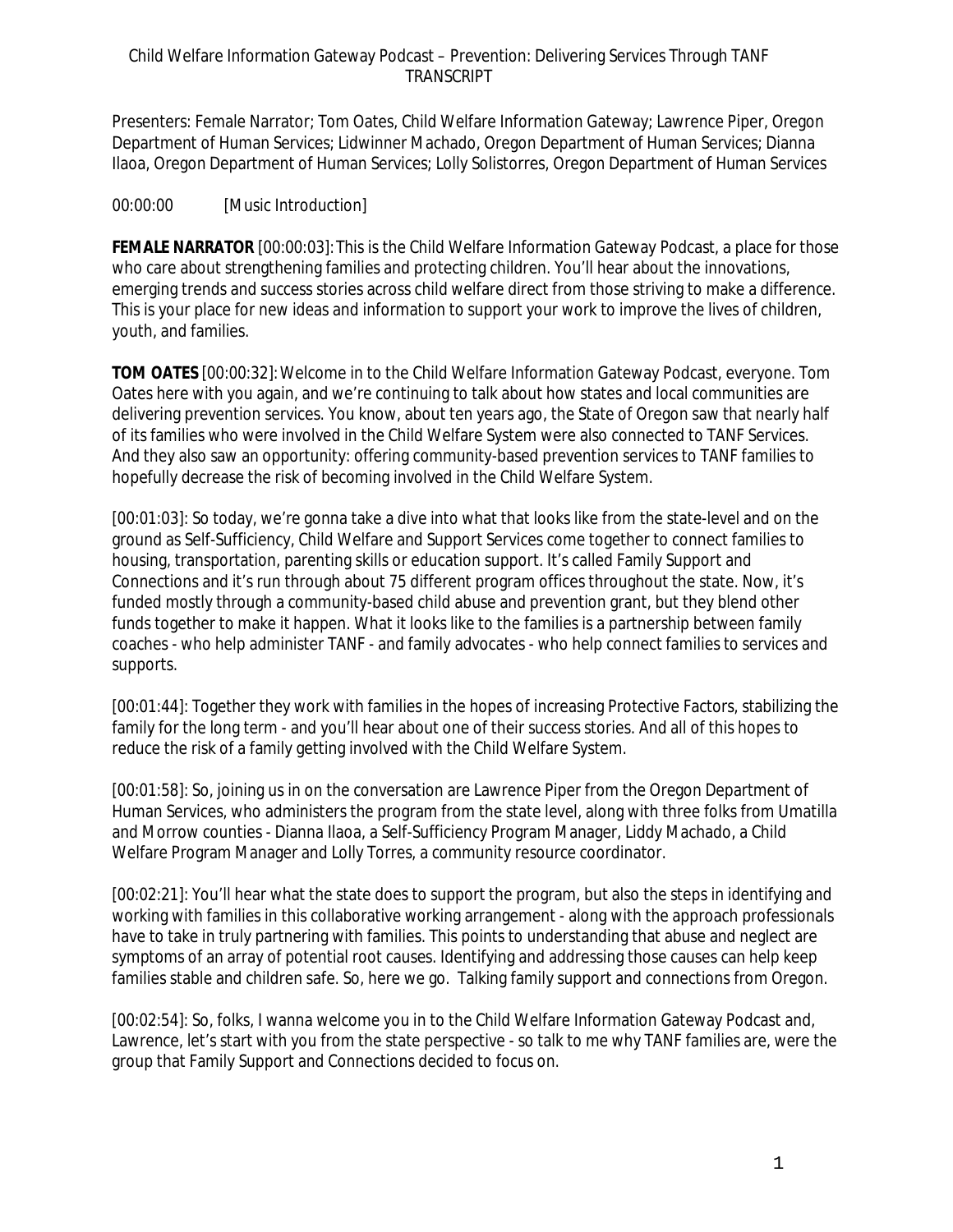# Child Welfare Information Gateway Podcast – Prevention: Delivering Services Through TANF TRANSCRIPT

Presenters: Female Narrator; Tom Oates, Child Welfare Information Gateway; Lawrence Piper, Oregon Department of Human Services; Lidwinner Machado, Oregon Department of Human Services; Dianna Ilaoa, Oregon Department of Human Services; Lolly Solistorres, Oregon Department of Human Services

00:00:00 [Music Introduction]

**FEMALE NARRATOR** [00:00:03]: This is the Child Welfare Information Gateway Podcast, a place for those who care about strengthening families and protecting children. You'll hear about the innovations, emerging trends and success stories across child welfare direct from those striving to make a difference. This is your place for new ideas and information to support your work to improve the lives of children, youth, and families.

**TOM OATES** [00:00:32]: Welcome in to the Child Welfare Information Gateway Podcast, everyone. Tom Oates here with you again, and we're continuing to talk about how states and local communities are delivering prevention services. You know, about ten years ago, the State of Oregon saw that nearly half of its families who were involved in the Child Welfare System were also connected to TANF Services. And they also saw an opportunity: offering community-based prevention services to TANF families to hopefully decrease the risk of becoming involved in the Child Welfare System.

[00:01:03]: So today, we're gonna take a dive into what that looks like from the state-level and on the ground as Self-Sufficiency, Child Welfare and Support Services come together to connect families to housing, transportation, parenting skills or education support. It's called Family Support and Connections and it's run through about 75 different program offices throughout the state. Now, it's funded mostly through a community-based child abuse and prevention grant, but they blend other funds together to make it happen. What it looks like to the families is a partnership between family coaches - who help administer TANF - and family advocates - who help connect families to services and supports.

[00:01:44]: Together they work with families in the hopes of increasing Protective Factors, stabilizing the family for the long term - and you'll hear about one of their success stories. And all of this hopes to reduce the risk of a family getting involved with the Child Welfare System.

[00:01:58]: So, joining us in on the conversation are Lawrence Piper from the Oregon Department of Human Services, who administers the program from the state level, along with three folks from Umatilla and Morrow counties - Dianna Ilaoa, a Self-Sufficiency Program Manager, Liddy Machado, a Child Welfare Program Manager and Lolly Torres, a community resource coordinator.

[00:02:21]: You'll hear what the state does to support the program, but also the steps in identifying and working with families in this collaborative working arrangement - along with the approach professionals have to take in truly partnering with families. This points to understanding that abuse and neglect are symptoms of an array of potential root causes. Identifying and addressing those causes can help keep families stable and children safe. So, here we go. Talking family support and connections from Oregon.

[00:02:54]: So, folks, I wanna welcome you in to the Child Welfare Information Gateway Podcast and, Lawrence, let's start with you from the state perspective - so talk to me why TANF families are, were the group that Family Support and Connections decided to focus on.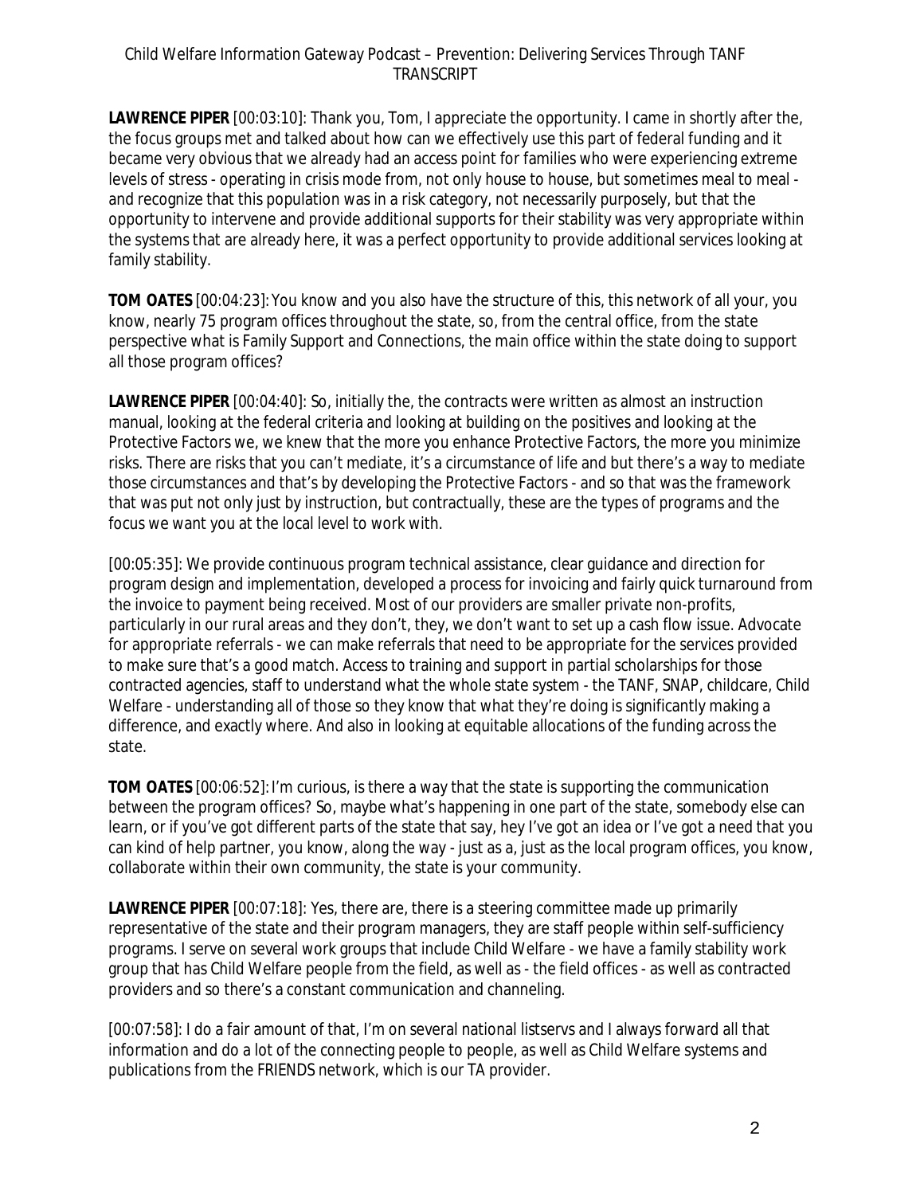**LAWRENCE PIPER** [00:03:10]: Thank you, Tom, I appreciate the opportunity. I came in shortly after the, the focus groups met and talked about how can we effectively use this part of federal funding and it became very obvious that we already had an access point for families who were experiencing extreme levels of stress - operating in crisis mode from, not only house to house, but sometimes meal to meal - and recognize that this population was in a risk category, not necessarily purposely, but that the opportunity to intervene and provide additional supports for their stability was very appropriate within the systems that are already here, it was a perfect opportunity to provide additional services looking at family stability.

**TOM OATES** [00:04:23]: You know and you also have the structure of this, this network of all your, you know, nearly 75 program offices throughout the state, so, from the central office, from the state perspective what is Family Support and Connections, the main office within the state doing to support all those program offices?

**LAWRENCE PIPER** [00:04:40]: So, initially the, the contracts were written as almost an instruction manual, looking at the federal criteria and looking at building on the positives and looking at the Protective Factors we, we knew that the more you enhance Protective Factors, the more you minimize risks. There are risks that you can't mediate, it's a circumstance of life and but there's a way to mediate those circumstances and that's by developing the Protective Factors - and so that was the framework that was put not only just by instruction, but contractually, these are the types of programs and the focus we want you at the local level to work with.

[00:05:35]: We provide continuous program technical assistance, clear guidance and direction for program design and implementation, developed a process for invoicing and fairly quick turnaround from the invoice to payment being received. Most of our providers are smaller private non-profits, particularly in our rural areas and they don't, they, we don't want to set up a cash flow issue. Advocate for appropriate referrals - we can make referrals that need to be appropriate for the services provided to make sure that's a good match. Access to training and support in partial scholarships for those contracted agencies, staff to understand what the whole state system - the TANF, SNAP, childcare, Child Welfare - understanding all of those so they know that what they're doing is significantly making a difference, and exactly where. And also in looking at equitable allocations of the funding across the state.

**TOM OATES** [00:06:52]: I'm curious, is there a way that the state is supporting the communication between the program offices? So, maybe what's happening in one part of the state, somebody else can learn, or if you've got different parts of the state that say, hey I've got an idea or I've got a need that you can kind of help partner, you know, along the way - just as a, just as the local program offices, you know, collaborate within their own community, the state is your community.

**LAWRENCE PIPER** [00:07:18]: Yes, there are, there is a steering committee made up primarily representative of the state and their program managers, they are staff people within self-sufficiency programs. I serve on several work groups that include Child Welfare - we have a family stability work group that has Child Welfare people from the field, as well as - the field offices - as well as contracted providers and so there's a constant communication and channeling.

[00:07:58]: I do a fair amount of that, I'm on several national listservs and I always forward all that information and do a lot of the connecting people to people, as well as Child Welfare systems and publications from the FRIENDS network, which is our TA provider.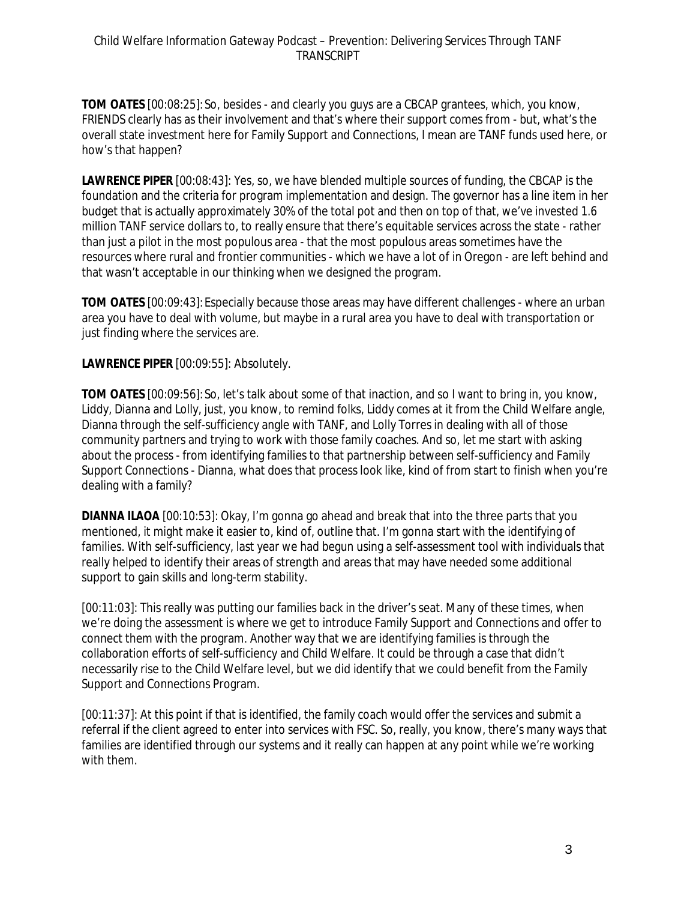**TOM OATES** [00:08:25]: So, besides - and clearly you guys are a CBCAP grantees, which, you know, FRIENDS clearly has as their involvement and that's where their support comes from - but, what's the overall state investment here for Family Support and Connections, I mean are TANF funds used here, or how's that happen?

**LAWRENCE PIPER** [00:08:43]: Yes, so, we have blended multiple sources of funding, the CBCAP is the foundation and the criteria for program implementation and design. The governor has a line item in her budget that is actually approximately 30% of the total pot and then on top of that, we've invested 1.6 million TANF service dollars to, to really ensure that there's equitable services across the state - rather than just a pilot in the most populous area - that the most populous areas sometimes have the resources where rural and frontier communities - which we have a lot of in Oregon - are left behind and that wasn't acceptable in our thinking when we designed the program.

**TOM OATES** [00:09:43]: Especially because those areas may have different challenges - where an urban area you have to deal with volume, but maybe in a rural area you have to deal with transportation or just finding where the services are.

**LAWRENCE PIPER** [00:09:55]: Absolutely.

**TOM OATES** [00:09:56]: So, let's talk about some of that inaction, and so I want to bring in, you know, Liddy, Dianna and Lolly, just, you know, to remind folks, Liddy comes at it from the Child Welfare angle, Dianna through the self-sufficiency angle with TANF, and Lolly Torres in dealing with all of those community partners and trying to work with those family coaches. And so, let me start with asking about the process - from identifying families to that partnership between self-sufficiency and Family Support Connections - Dianna, what does that process look like, kind of from start to finish when you're dealing with a family?

**DIANNA ILAOA** [00:10:53]: Okay, I'm gonna go ahead and break that into the three parts that you mentioned, it might make it easier to, kind of, outline that. I'm gonna start with the identifying of families. With self-sufficiency, last year we had begun using a self-assessment tool with individuals that really helped to identify their areas of strength and areas that may have needed some additional support to gain skills and long-term stability.

[00:11:03]: This really was putting our families back in the driver's seat. Many of these times, when we're doing the assessment is where we get to introduce Family Support and Connections and offer to connect them with the program. Another way that we are identifying families is through the collaboration efforts of self-sufficiency and Child Welfare. It could be through a case that didn't necessarily rise to the Child Welfare level, but we did identify that we could benefit from the Family Support and Connections Program.

[00:11:37]: At this point if that is identified, the family coach would offer the services and submit a referral if the client agreed to enter into services with FSC. So, really, you know, there's many ways that families are identified through our systems and it really can happen at any point while we're working with them.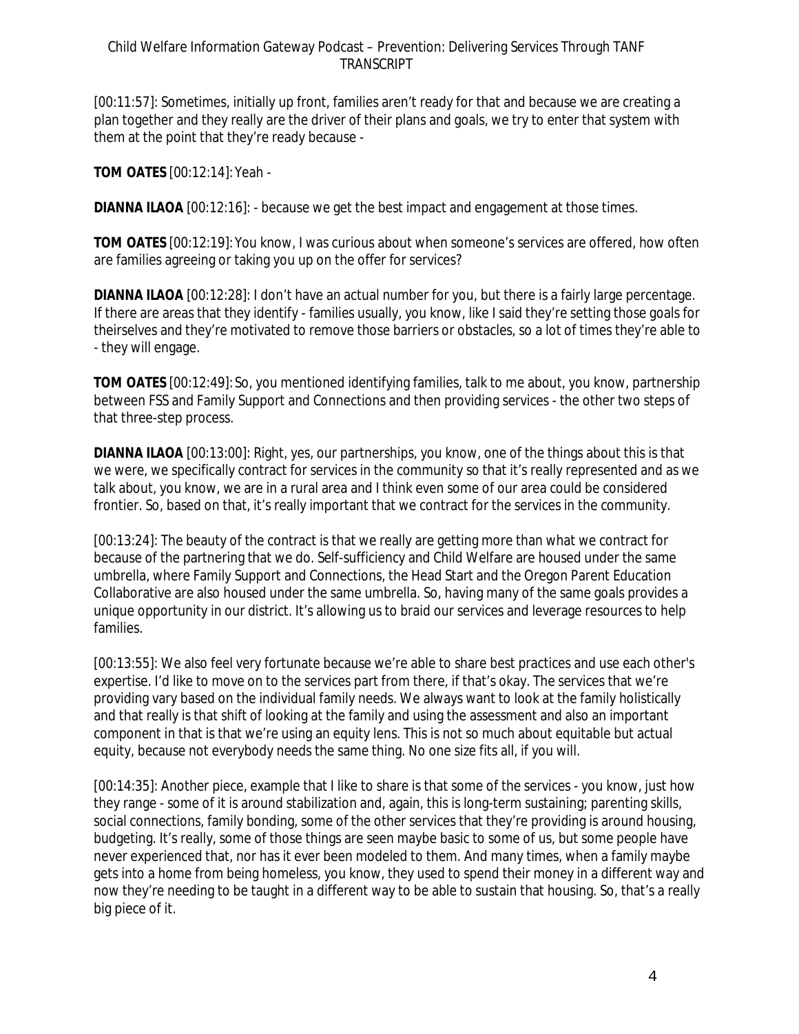[00:11:57]: Sometimes, initially up front, families aren't ready for that and because we are creating a plan together and they really are the driver of their plans and goals, we try to enter that system with them at the point that they're ready because -

**TOM OATES** [00:12:14]: Yeah -

**DIANNA ILAOA** [00:12:16]: - because we get the best impact and engagement at those times.

**TOM OATES** [00:12:19]: You know, I was curious about when someone's services are offered, how often are families agreeing or taking you up on the offer for services?

**DIANNA ILAOA** [00:12:28]: I don't have an actual number for you, but there is a fairly large percentage. If there are areas that they identify - families usually, you know, like I said they're setting those goals for theirselves and they're motivated to remove those barriers or obstacles, so a lot of times they're able to - they will engage.

**TOM OATES** [00:12:49]: So, you mentioned identifying families, talk to me about, you know, partnership between FSS and Family Support and Connections and then providing services - the other two steps of that three-step process.

**DIANNA ILAOA** [00:13:00]: Right, yes, our partnerships, you know, one of the things about this is that we were, we specifically contract for services in the community so that it's really represented and as we talk about, you know, we are in a rural area and I think even some of our area could be considered frontier. So, based on that, it's really important that we contract for the services in the community.

[00:13:24]: The beauty of the contract is that we really are getting more than what we contract for because of the partnering that we do. Self-sufficiency and Child Welfare are housed under the same umbrella, where Family Support and Connections, the Head Start and the Oregon Parent Education Collaborative are also housed under the same umbrella. So, having many of the same goals provides a unique opportunity in our district. It's allowing us to braid our services and leverage resources to help families.

[00:13:55]: We also feel very fortunate because we're able to share best practices and use each other's expertise. I'd like to move on to the services part from there, if that's okay. The services that we're providing vary based on the individual family needs. We always want to look at the family holistically and that really is that shift of looking at the family and using the assessment and also an important component in that is that we're using an equity lens. This is not so much about equitable but actual equity, because not everybody needs the same thing. No one size fits all, if you will.

[00:14:35]: Another piece, example that I like to share is that some of the services - you know, just how they range - some of it is around stabilization and, again, this is long-term sustaining; parenting skills, social connections, family bonding, some of the other services that they're providing is around housing, budgeting. It's really, some of those things are seen maybe basic to some of us, but some people have never experienced that, nor has it ever been modeled to them. And many times, when a family maybe gets into a home from being homeless, you know, they used to spend their money in a different way and now they're needing to be taught in a different way to be able to sustain that housing. So, that's a really big piece of it.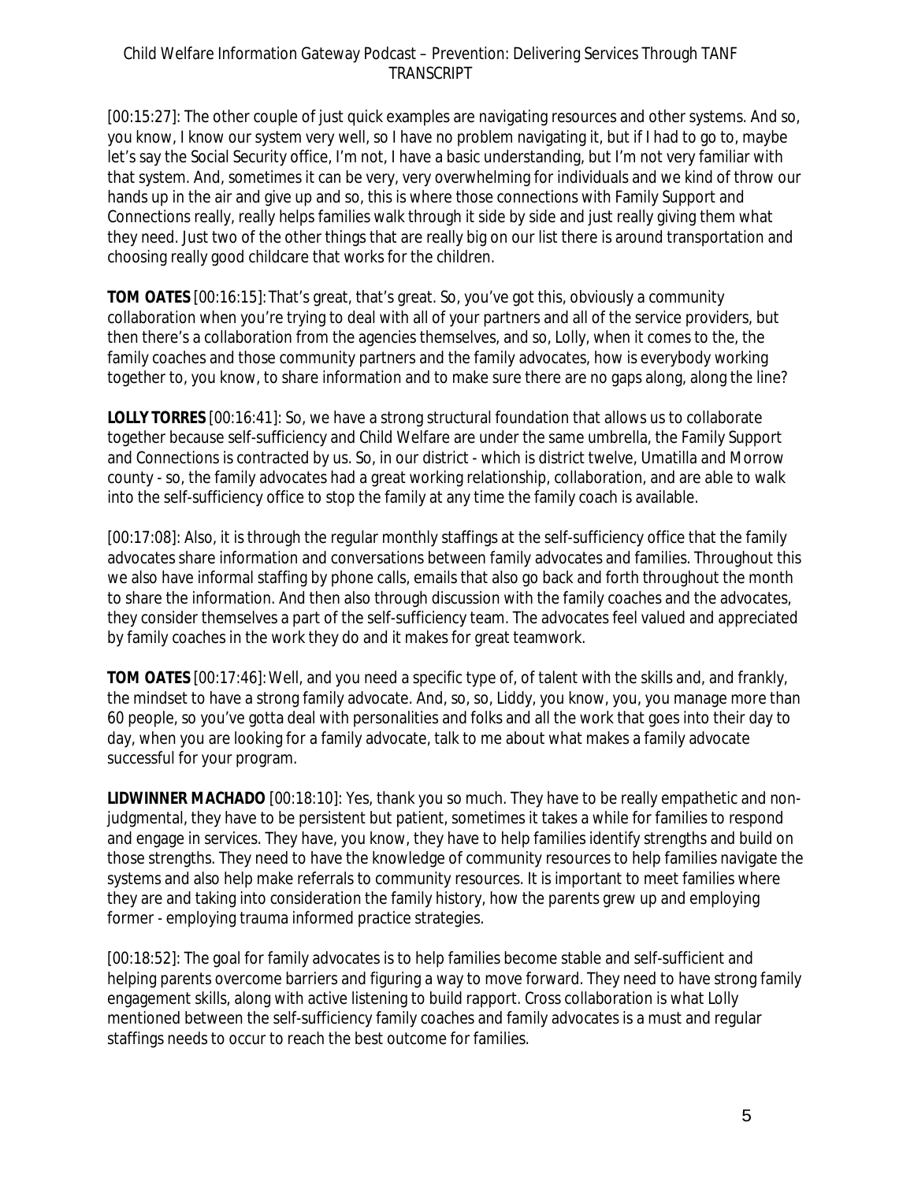[00:15:27]: The other couple of just quick examples are navigating resources and other systems. And so, you know, I know our system very well, so I have no problem navigating it, but if I had to go to, maybe let's say the Social Security office, I'm not, I have a basic understanding, but I'm not very familiar with that system. And, sometimes it can be very, very overwhelming for individuals and we kind of throw our hands up in the air and give up and so, this is where those connections with Family Support and Connections really, really helps families walk through it side by side and just really giving them what they need. Just two of the other things that are really big on our list there is around transportation and choosing really good childcare that works for the children.

**TOM OATES** [00:16:15]: That's great, that's great. So, you've got this, obviously a community collaboration when you're trying to deal with all of your partners and all of the service providers, but then there's a collaboration from the agencies themselves, and so, Lolly, when it comes to the, the family coaches and those community partners and the family advocates, how is everybody working together to, you know, to share information and to make sure there are no gaps along, along the line?

**LOLLY TORRES** [00:16:41]: So, we have a strong structural foundation that allows us to collaborate together because self-sufficiency and Child Welfare are under the same umbrella, the Family Support and Connections is contracted by us. So, in our district - which is district twelve, Umatilla and Morrow county - so, the family advocates had a great working relationship, collaboration, and are able to walk into the self-sufficiency office to stop the family at any time the family coach is available.

[00:17:08]: Also, it is through the regular monthly staffings at the self-sufficiency office that the family advocates share information and conversations between family advocates and families. Throughout this we also have informal staffing by phone calls, emails that also go back and forth throughout the month to share the information. And then also through discussion with the family coaches and the advocates, they consider themselves a part of the self-sufficiency team. The advocates feel valued and appreciated by family coaches in the work they do and it makes for great teamwork.

**TOM OATES** [00:17:46]: Well, and you need a specific type of, of talent with the skills and, and frankly, the mindset to have a strong family advocate. And, so, so, Liddy, you know, you, you manage more than 60 people, so you've gotta deal with personalities and folks and all the work that goes into their day to day, when you are looking for a family advocate, talk to me about what makes a family advocate successful for your program.

**LIDWINNER MACHADO** [00:18:10]: Yes, thank you so much. They have to be really empathetic and non-judgmental, they have to be persistent but patient, sometimes it takes a while for families to respond and engage in services. They have, you know, they have to help families identify strengths and build on those strengths. They need to have the knowledge of community resources to help families navigate the systems and also help make referrals to community resources. It is important to meet families where they are and taking into consideration the family history, how the parents grew up and employing former - employing trauma informed practice strategies.

[00:18:52]: The goal for family advocates is to help families become stable and self-sufficient and helping parents overcome barriers and figuring a way to move forward. They need to have strong family engagement skills, along with active listening to build rapport. Cross collaboration is what Lolly mentioned between the self-sufficiency family coaches and family advocates is a must and regular staffings needs to occur to reach the best outcome for families.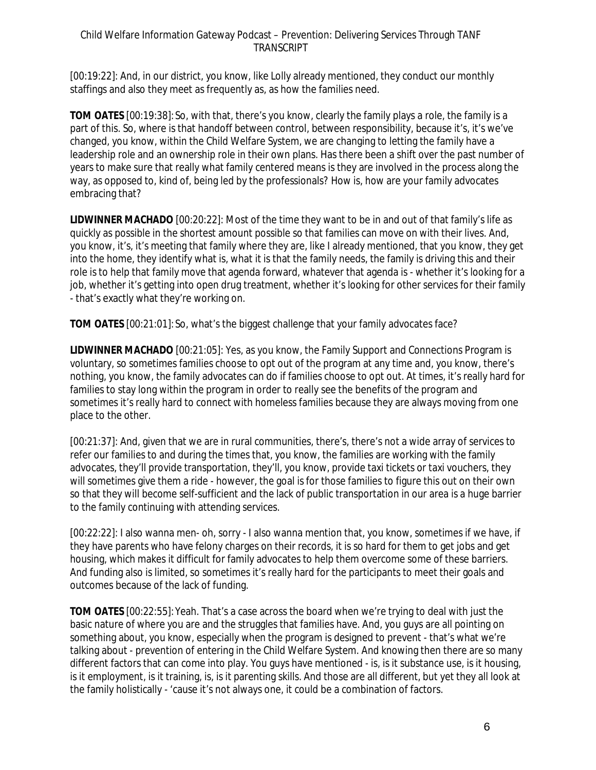[00:19:22]: And, in our district, you know, like Lolly already mentioned, they conduct our monthly staffings and also they meet as frequently as, as how the families need.

**TOM OATES** [00:19:38]: So, with that, there's you know, clearly the family plays a role, the family is a part of this. So, where is that handoff between control, between responsibility, because it's, it's we've changed, you know, within the Child Welfare System, we are changing to letting the family have a leadership role and an ownership role in their own plans. Has there been a shift over the past number of years to make sure that really what family centered means is they are involved in the process along the way, as opposed to, kind of, being led by the professionals? How is, how are your family advocates embracing that?

**LIDWINNER MACHADO** [00:20:22]: Most of the time they want to be in and out of that family's life as quickly as possible in the shortest amount possible so that families can move on with their lives. And, you know, it's, it's meeting that family where they are, like I already mentioned, that you know, they get into the home, they identify what is, what it is that the family needs, the family is driving this and their role is to help that family move that agenda forward, whatever that agenda is - whether it's looking for a job, whether it's getting into open drug treatment, whether it's looking for other services for their family - that's exactly what they're working on.

**TOM OATES** [00:21:01]: So, what's the biggest challenge that your family advocates face?

**LIDWINNER MACHADO** [00:21:05]: Yes, as you know, the Family Support and Connections Program is voluntary, so sometimes families choose to opt out of the program at any time and, you know, there's nothing, you know, the family advocates can do if families choose to opt out. At times, it's really hard for families to stay long within the program in order to really see the benefits of the program and sometimes it's really hard to connect with homeless families because they are always moving from one place to the other.

[00:21:37]: And, given that we are in rural communities, there's, there's not a wide array of services to refer our families to and during the times that, you know, the families are working with the family advocates, they'll provide transportation, they'll, you know, provide taxi tickets or taxi vouchers, they will sometimes give them a ride - however, the goal is for those families to figure this out on their own so that they will become self-sufficient and the lack of public transportation in our area is a huge barrier to the family continuing with attending services.

[00:22:22]: I also wanna men- oh, sorry - I also wanna mention that, you know, sometimes if we have, if they have parents who have felony charges on their records, it is so hard for them to get jobs and get housing, which makes it difficult for family advocates to help them overcome some of these barriers. And funding also is limited, so sometimes it's really hard for the participants to meet their goals and outcomes because of the lack of funding.

**TOM OATES** [00:22:55]: Yeah. That's a case across the board when we're trying to deal with just the basic nature of where you are and the struggles that families have. And, you guys are all pointing on something about, you know, especially when the program is designed to prevent - that's what we're talking about - prevention of entering in the Child Welfare System. And knowing then there are so many different factors that can come into play. You guys have mentioned - is, is it substance use, is it housing, is it employment, is it training, is, is it parenting skills. And those are all different, but yet they all look at the family holistically - 'cause it's not always one, it could be a combination of factors.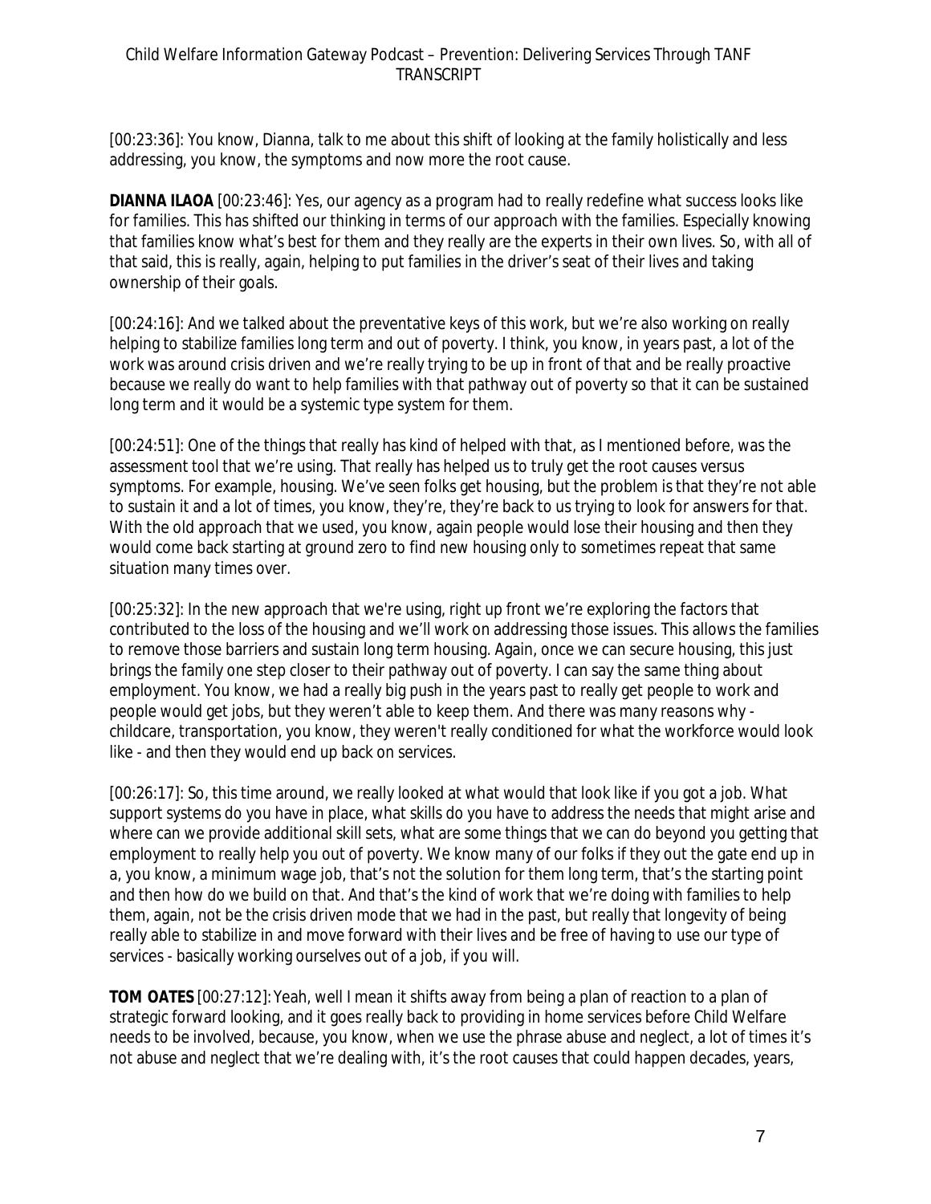[00:23:36]: You know, Dianna, talk to me about this shift of looking at the family holistically and less addressing, you know, the symptoms and now more the root cause.

**DIANNA ILAOA** [00:23:46]: Yes, our agency as a program had to really redefine what success looks like for families. This has shifted our thinking in terms of our approach with the families. Especially knowing that families know what's best for them and they really are the experts in their own lives. So, with all of that said, this is really, again, helping to put families in the driver's seat of their lives and taking ownership of their goals.

[00:24:16]: And we talked about the preventative keys of this work, but we're also working on really helping to stabilize families long term and out of poverty. I think, you know, in years past, a lot of the work was around crisis driven and we're really trying to be up in front of that and be really proactive because we really do want to help families with that pathway out of poverty so that it can be sustained long term and it would be a systemic type system for them.

[00:24:51]: One of the things that really has kind of helped with that, as I mentioned before, was the assessment tool that we're using. That really has helped us to truly get the root causes versus symptoms. For example, housing. We've seen folks get housing, but the problem is that they're not able to sustain it and a lot of times, you know, they're, they're back to us trying to look for answers for that. With the old approach that we used, you know, again people would lose their housing and then they would come back starting at ground zero to find new housing only to sometimes repeat that same situation many times over.

[00:25:32]: In the new approach that we're using, right up front we're exploring the factors that contributed to the loss of the housing and we'll work on addressing those issues. This allows the families to remove those barriers and sustain long term housing. Again, once we can secure housing, this just brings the family one step closer to their pathway out of poverty. I can say the same thing about employment. You know, we had a really big push in the years past to really get people to work and people would get jobs, but they weren't able to keep them. And there was many reasons why - childcare, transportation, you know, they weren't really conditioned for what the workforce would look like - and then they would end up back on services.

[00:26:17]: So, this time around, we really looked at what would that look like if you got a job. What support systems do you have in place, what skills do you have to address the needs that might arise and where can we provide additional skill sets, what are some things that we can do beyond you getting that employment to really help you out of poverty. We know many of our folks if they out the gate end up in a, you know, a minimum wage job, that's not the solution for them long term, that's the starting point and then how do we build on that. And that's the kind of work that we're doing with families to help them, again, not be the crisis driven mode that we had in the past, but really that longevity of being really able to stabilize in and move forward with their lives and be free of having to use our type of services - basically working ourselves out of a job, if you will.

**TOM OATES** [00:27:12]: Yeah, well I mean it shifts away from being a plan of reaction to a plan of strategic forward looking, and it goes really back to providing in home services before Child Welfare needs to be involved, because, you know, when we use the phrase abuse and neglect, a lot of times it's not abuse and neglect that we're dealing with, it's the root causes that could happen decades, years,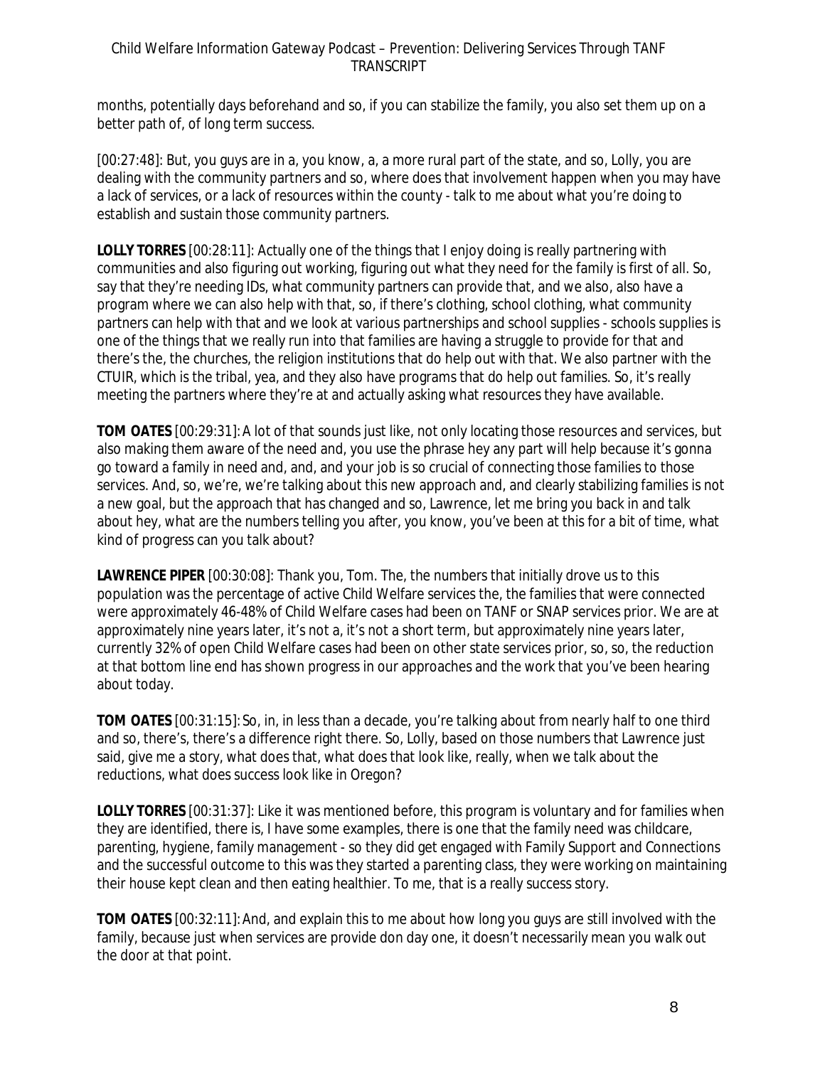months, potentially days beforehand and so, if you can stabilize the family, you also set them up on a better path of, of long term success.

[00:27:48]: But, you guys are in a, you know, a, a more rural part of the state, and so, Lolly, you are dealing with the community partners and so, where does that involvement happen when you may have a lack of services, or a lack of resources within the county - talk to me about what you're doing to establish and sustain those community partners.

**LOLLY TORRES** [00:28:11]: Actually one of the things that I enjoy doing is really partnering with communities and also figuring out working, figuring out what they need for the family is first of all. So, say that they're needing IDs, what community partners can provide that, and we also, also have a program where we can also help with that, so, if there's clothing, school clothing, what community partners can help with that and we look at various partnerships and school supplies - schools supplies is one of the things that we really run into that families are having a struggle to provide for that and there's the, the churches, the religion institutions that do help out with that. We also partner with the CTUIR, which is the tribal, yea, and they also have programs that do help out families. So, it's really meeting the partners where they're at and actually asking what resources they have available.

**TOM OATES** [00:29:31]: A lot of that sounds just like, not only locating those resources and services, but also making them aware of the need and, you use the phrase hey any part will help because it's gonna go toward a family in need and, and, and your job is so crucial of connecting those families to those services. And, so, we're, we're talking about this new approach and, and clearly stabilizing families is not a new goal, but the approach that has changed and so, Lawrence, let me bring you back in and talk about hey, what are the numbers telling you after, you know, you've been at this for a bit of time, what kind of progress can you talk about?

**LAWRENCE PIPER** [00:30:08]: Thank you, Tom. The, the numbers that initially drove us to this population was the percentage of active Child Welfare services the, the families that were connected were approximately 46-48% of Child Welfare cases had been on TANF or SNAP services prior. We are at approximately nine years later, it's not a, it's not a short term, but approximately nine years later, currently 32% of open Child Welfare cases had been on other state services prior, so, so, the reduction at that bottom line end has shown progress in our approaches and the work that you've been hearing about today.

**TOM OATES** [00:31:15]: So, in, in less than a decade, you're talking about from nearly half to one third and so, there's, there's a difference right there. So, Lolly, based on those numbers that Lawrence just said, give me a story, what does that, what does that look like, really, when we talk about the reductions, what does success look like in Oregon?

**LOLLY TORRES** [00:31:37]: Like it was mentioned before, this program is voluntary and for families when they are identified, there is, I have some examples, there is one that the family need was childcare, parenting, hygiene, family management - so they did get engaged with Family Support and Connections and the successful outcome to this was they started a parenting class, they were working on maintaining their house kept clean and then eating healthier. To me, that is a really success story.

**TOM OATES** [00:32:11]: And, and explain this to me about how long you guys are still involved with the family, because just when services are provide don day one, it doesn't necessarily mean you walk out the door at that point.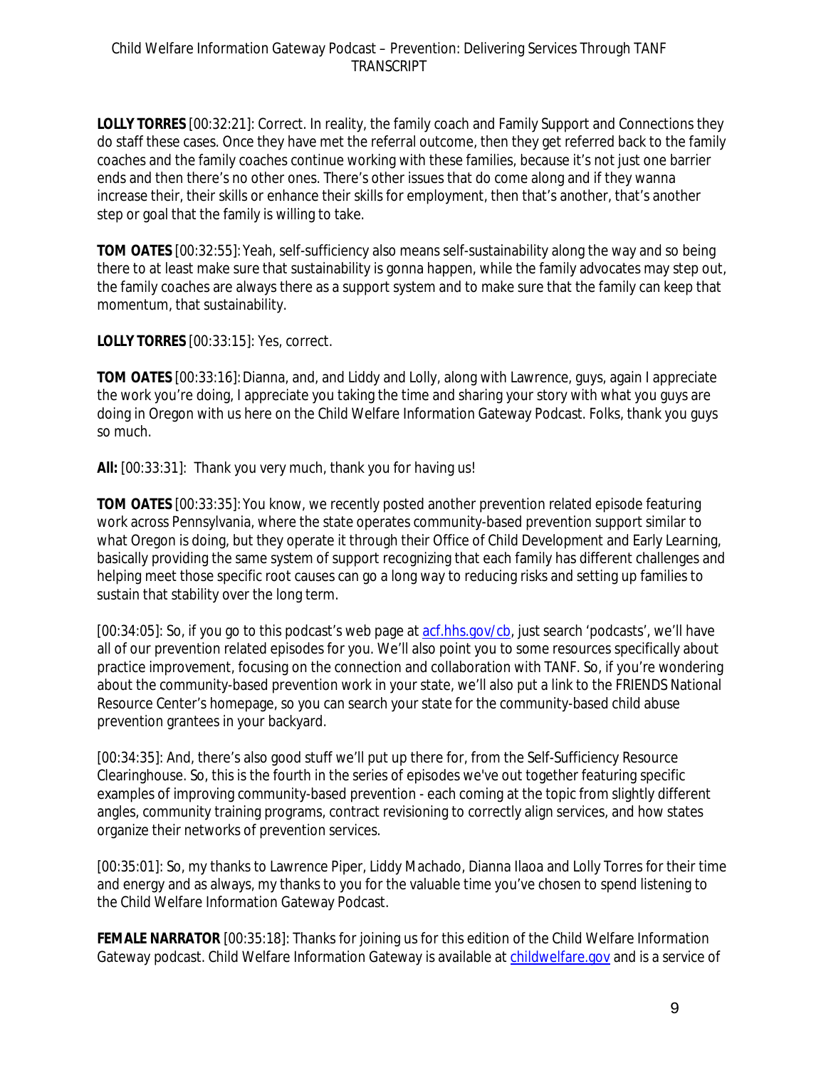**LOLLY TORRES** [00:32:21]: Correct. In reality, the family coach and Family Support and Connections they do staff these cases. Once they have met the referral outcome, then they get referred back to the family coaches and the family coaches continue working with these families, because it's not just one barrier ends and then there's no other ones. There's other issues that do come along and if they wanna increase their, their skills or enhance their skills for employment, then that's another, that's another step or goal that the family is willing to take.

**TOM OATES** [00:32:55]: Yeah, self-sufficiency also means self-sustainability along the way and so being there to at least make sure that sustainability is gonna happen, while the family advocates may step out, the family coaches are always there as a support system and to make sure that the family can keep that momentum, that sustainability.

**LOLLY TORRES** [00:33:15]: Yes, correct.

**TOM OATES** [00:33:16]: Dianna, and, and Liddy and Lolly, along with Lawrence, guys, again I appreciate the work you're doing, I appreciate you taking the time and sharing your story with what you guys are doing in Oregon with us here on the Child Welfare Information Gateway Podcast. Folks, thank you guys so much.

**All:** [00:33:31]: Thank you very much, thank you for having us!

**TOM OATES** [00:33:35]: You know, we recently posted another prevention related episode featuring work across Pennsylvania, where the state operates community-based prevention support similar to what Oregon is doing, but they operate it through their Office of Child Development and Early Learning, basically providing the same system of support recognizing that each family has different challenges and helping meet those specific root causes can go a long way to reducing risks and setting up families to sustain that stability over the long term.

[00:34:05]: So, if you go to this podcast's web page at [acf.hhs.gov/cb](acf.hhs.gov/cb), just search 'podcasts', we'll have all of our prevention related episodes for you. We'll also point you to some resources specifically about practice improvement, focusing on the connection and collaboration with TANF. So, if you're wondering about the community-based prevention work in your state, we'll also put a link to the FRIENDS National Resource Center's homepage, so you can search your state for the community-based child abuse prevention grantees in your backyard.

[00:34:35]: And, there's also good stuff we'll put up there for, from the Self-Sufficiency Resource Clearinghouse. So, this is the fourth in the series of episodes we've out together featuring specific examples of improving community-based prevention - each coming at the topic from slightly different angles, community training programs, contract revisioning to correctly align services, and how states organize their networks of prevention services.

[00:35:01]: So, my thanks to Lawrence Piper, Liddy Machado, Dianna Ilaoa and Lolly Torres for their time and energy and as always, my thanks to you for the valuable time you've chosen to spend listening to the Child Welfare Information Gateway Podcast.

**FEMALE NARRATOR** [00:35:18]: Thanks for joining us for this edition of the Child Welfare Information Gateway podcast. Child Welfare Information Gateway is available at [childwelfare.gov](childwelfare.gov) and is a service of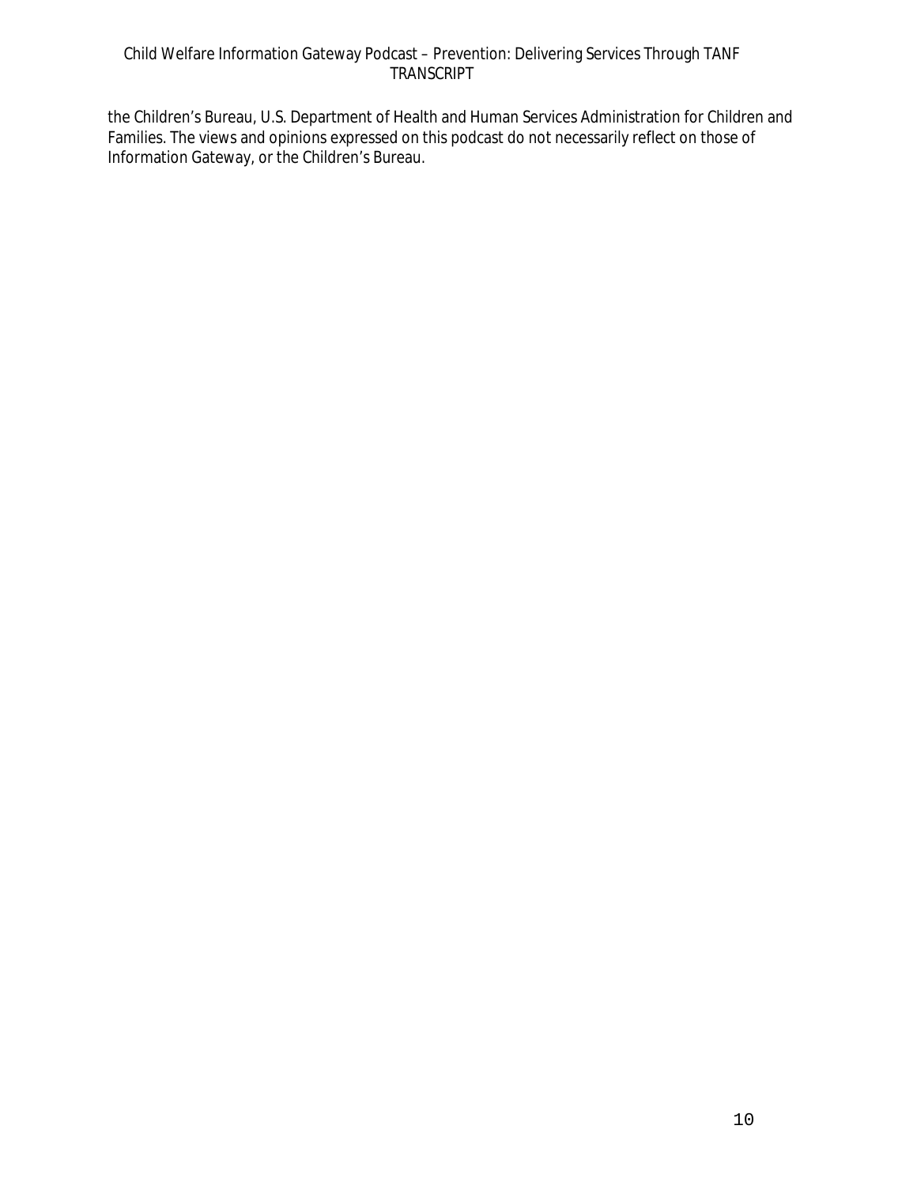the Children's Bureau, U.S. Department of Health and Human Services Administration for Children and Families. The views and opinions expressed on this podcast do not necessarily reflect on those of Information Gateway, or the Children's Bureau.